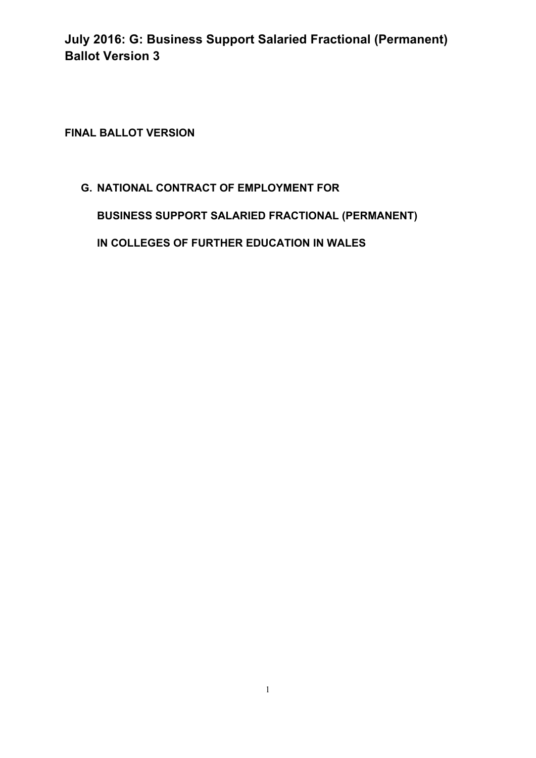# July 2016: G: Business Support Salaried Fractional (Permanent) Ballot Version 3

**FINAL BALLOT VERSION**

## G. NATIONAL CONTRACT OF EMPLOYMENT FOR

## BUSINESS SUPPORT SALARIED FRACTIONAL (PERMANENT)

## IN COLLEGES OF FURTHER EDUCATION IN WALES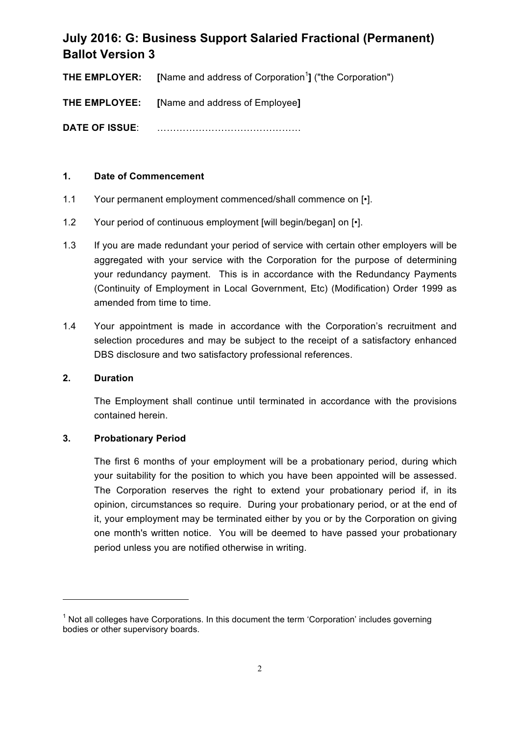# July 2016: G: Business Support Salaried Fractional (Permanent) Ballot Version 3

**THE EMPLOYER:** **[**Name and address of Corporation[1]**]** ("the Corporation")

**THE EMPLOYEE:** **[**Name and address of Employee**]**

**DATE OF ISSUE**: ……………………………………

## 1. Date of Commencement

1.1 Your permanent employment commenced/shall commence on [•].

1.2 Your period of continuous employment [will begin/began] on [•].

1.3 If you are made redundant your period of service with certain other employers will be aggregated with your service with the Corporation for the purpose of determining your redundancy payment. This is in accordance with the Redundancy Payments (Continuity of Employment in Local Government, Etc) (Modification) Order 1999 as amended from time to time.

1.4 Your appointment is made in accordance with the Corporation's recruitment and selection procedures and may be subject to the receipt of a satisfactory enhanced DBS disclosure and two satisfactory professional references.

## 2. Duration

The Employment shall continue until terminated in accordance with the provisions contained herein.

## 3. Probationary Period

The first 6 months of your employment will be a probationary period, during which your suitability for the position to which you have been appointed will be assessed. The Corporation reserves the right to extend your probationary period if, in its opinion, circumstances so require. During your probationary period, or at the end of it, your employment may be terminated either by you or by the Corporation on giving one month's written notice. You will be deemed to have passed your probationary period unless you are notified otherwise in writing.

---

[1] Not all colleges have Corporations. In this document the term 'Corporation' includes governing bodies or other supervisory boards.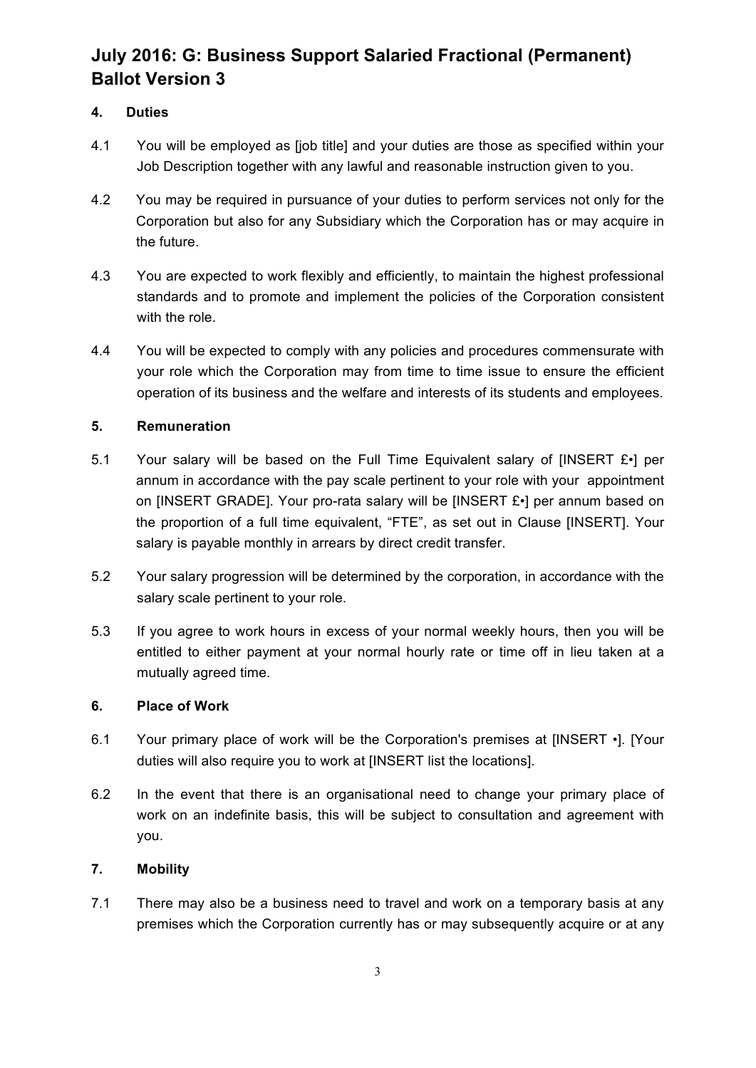# July 2016: G: Business Support Salaried Fractional (Permanent) Ballot Version 3

## 4. Duties

4.1 You will be employed as [job title] and your duties are those as specified within your Job Description together with any lawful and reasonable instruction given to you.

4.2 You may be required in pursuance of your duties to perform services not only for the Corporation but also for any Subsidiary which the Corporation has or may acquire in the future.

4.3 You are expected to work flexibly and efficiently, to maintain the highest professional standards and to promote and implement the policies of the Corporation consistent with the role.

4.4 You will be expected to comply with any policies and procedures commensurate with your role which the Corporation may from time to time issue to ensure the efficient operation of its business and the welfare and interests of its students and employees.

## 5. Remuneration

5.1 Your salary will be based on the Full Time Equivalent salary of [INSERT £•] per annum in accordance with the pay scale pertinent to your role with your appointment on [INSERT GRADE]. Your pro-rata salary will be [INSERT £•] per annum based on the proportion of a full time equivalent, "FTE", as set out in Clause [INSERT]. Your salary is payable monthly in arrears by direct credit transfer.

5.2 Your salary progression will be determined by the corporation, in accordance with the salary scale pertinent to your role.

5.3 If you agree to work hours in excess of your normal weekly hours, then you will be entitled to either payment at your normal hourly rate or time off in lieu taken at a mutually agreed time.

## 6. Place of Work

6.1 Your primary place of work will be the Corporation's premises at [INSERT •]. [Your duties will also require you to work at [INSERT list the locations].

6.2 In the event that there is an organisational need to change your primary place of work on an indefinite basis, this will be subject to consultation and agreement with you.

## 7. Mobility

7.1 There may also be a business need to travel and work on a temporary basis at any premises which the Corporation currently has or may subsequently acquire or at any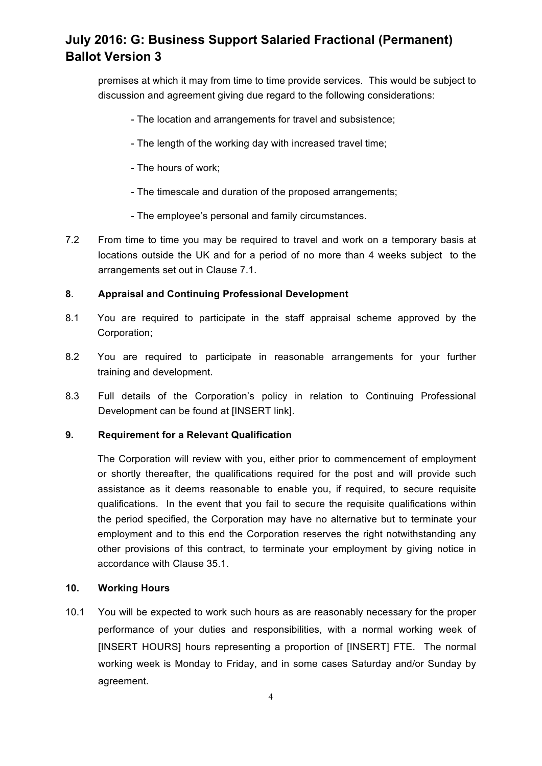premises at which it may from time to time provide services. This would be subject to discussion and agreement giving due regard to the following considerations:

- The location and arrangements for travel and subsistence;
- The length of the working day with increased travel time;
- The hours of work;
- The timescale and duration of the proposed arrangements;
- The employee's personal and family circumstances.

7.2 From time to time you may be required to travel and work on a temporary basis at locations outside the UK and for a period of no more than 4 weeks subject to the arrangements set out in Clause 7.1.

**8. Appraisal and Continuing Professional Development**

8.1 You are required to participate in the staff appraisal scheme approved by the Corporation;

8.2 You are required to participate in reasonable arrangements for your further training and development.

8.3 Full details of the Corporation's policy in relation to Continuing Professional Development can be found at [INSERT link].

**9. Requirement for a Relevant Qualification**

The Corporation will review with you, either prior to commencement of employment or shortly thereafter, the qualifications required for the post and will provide such assistance as it deems reasonable to enable you, if required, to secure requisite qualifications. In the event that you fail to secure the requisite qualifications within the period specified, the Corporation may have no alternative but to terminate your employment and to this end the Corporation reserves the right notwithstanding any other provisions of this contract, to terminate your employment by giving notice in accordance with Clause 35.1.

**10. Working Hours**

10.1 You will be expected to work such hours as are reasonably necessary for the proper performance of your duties and responsibilities, with a normal working week of [INSERT HOURS] hours representing a proportion of [INSERT] FTE. The normal working week is Monday to Friday, and in some cases Saturday and/or Sunday by agreement.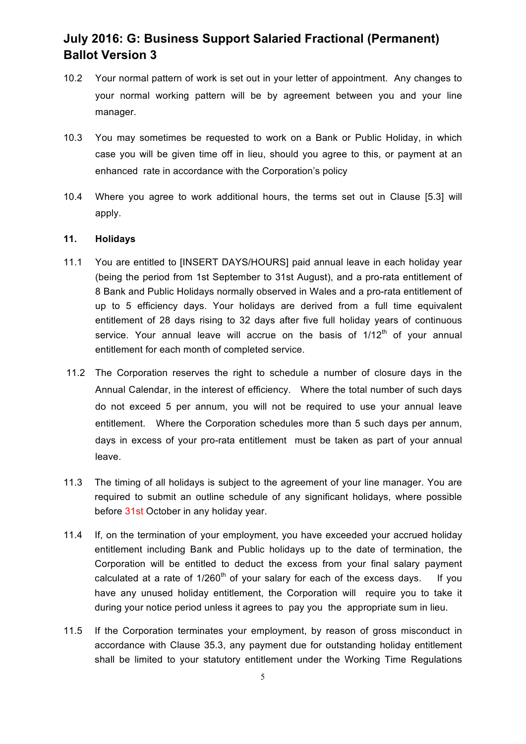10.2 Your normal pattern of work is set out in your letter of appointment. Any changes to your normal working pattern will be by agreement between you and your line manager.

10.3 You may sometimes be requested to work on a Bank or Public Holiday, in which case you will be given time off in lieu, should you agree to this, or payment at an enhanced rate in accordance with the Corporation's policy

10.4 Where you agree to work additional hours, the terms set out in Clause [5.3] will apply.

**11. Holidays**

11.1 You are entitled to [INSERT DAYS/HOURS] paid annual leave in each holiday year (being the period from 1st September to 31st August), and a pro-rata entitlement of 8 Bank and Public Holidays normally observed in Wales and a pro-rata entitlement of up to 5 efficiency days. Your holidays are derived from a full time equivalent entitlement of 28 days rising to 32 days after five full holiday years of continuous service. Your annual leave will accrue on the basis of 1/12th of your annual entitlement for each month of completed service.

11.2 The Corporation reserves the right to schedule a number of closure days in the Annual Calendar, in the interest of efficiency. Where the total number of such days do not exceed 5 per annum, you will not be required to use your annual leave entitlement. Where the Corporation schedules more than 5 such days per annum, days in excess of your pro-rata entitlement must be taken as part of your annual leave.

11.3 The timing of all holidays is subject to the agreement of your line manager. You are required to submit an outline schedule of any significant holidays, where possible before 31st October in any holiday year.

11.4 If, on the termination of your employment, you have exceeded your accrued holiday entitlement including Bank and Public holidays up to the date of termination, the Corporation will be entitled to deduct the excess from your final salary payment calculated at a rate of 1/260th of your salary for each of the excess days. If you have any unused holiday entitlement, the Corporation will require you to take it during your notice period unless it agrees to pay you the appropriate sum in lieu.

11.5 If the Corporation terminates your employment, by reason of gross misconduct in accordance with Clause 35.3, any payment due for outstanding holiday entitlement shall be limited to your statutory entitlement under the Working Time Regulations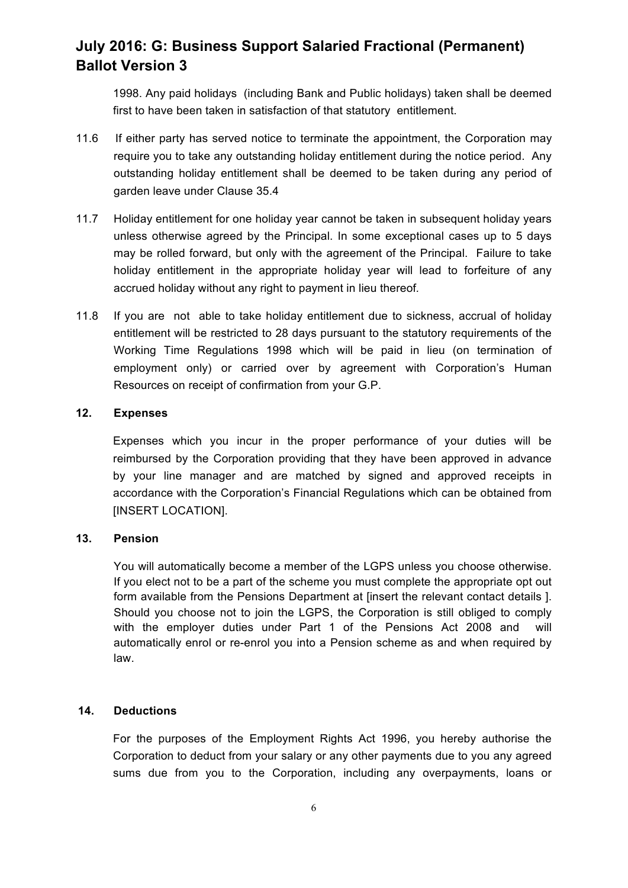1998. Any paid holidays (including Bank and Public holidays) taken shall be deemed first to have been taken in satisfaction of that statutory entitlement.

11.6 If either party has served notice to terminate the appointment, the Corporation may require you to take any outstanding holiday entitlement during the notice period. Any outstanding holiday entitlement shall be deemed to be taken during any period of garden leave under Clause 35.4

11.7 Holiday entitlement for one holiday year cannot be taken in subsequent holiday years unless otherwise agreed by the Principal. In some exceptional cases up to 5 days may be rolled forward, but only with the agreement of the Principal. Failure to take holiday entitlement in the appropriate holiday year will lead to forfeiture of any accrued holiday without any right to payment in lieu thereof.

11.8 If you are not able to take holiday entitlement due to sickness, accrual of holiday entitlement will be restricted to 28 days pursuant to the statutory requirements of the Working Time Regulations 1998 which will be paid in lieu (on termination of employment only) or carried over by agreement with Corporation's Human Resources on receipt of confirmation from your G.P.

## 12. Expenses

Expenses which you incur in the proper performance of your duties will be reimbursed by the Corporation providing that they have been approved in advance by your line manager and are matched by signed and approved receipts in accordance with the Corporation's Financial Regulations which can be obtained from [INSERT LOCATION].

## 13. Pension

You will automatically become a member of the LGPS unless you choose otherwise. If you elect not to be a part of the scheme you must complete the appropriate opt out form available from the Pensions Department at [insert the relevant contact details ]. Should you choose not to join the LGPS, the Corporation is still obliged to comply with the employer duties under Part 1 of the Pensions Act 2008 and will automatically enrol or re-enrol you into a Pension scheme as and when required by law.

## 14. Deductions

For the purposes of the Employment Rights Act 1996, you hereby authorise the Corporation to deduct from your salary or any other payments due to you any agreed sums due from you to the Corporation, including any overpayments, loans or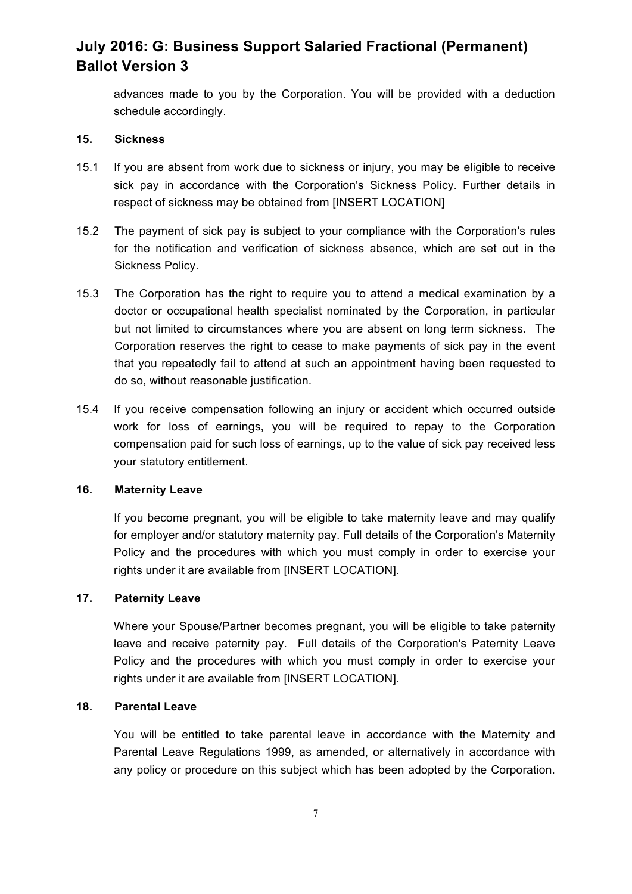advances made to you by the Corporation. You will be provided with a deduction schedule accordingly.

**15. Sickness**

15.1 If you are absent from work due to sickness or injury, you may be eligible to receive sick pay in accordance with the Corporation's Sickness Policy. Further details in respect of sickness may be obtained from [INSERT LOCATION]

15.2 The payment of sick pay is subject to your compliance with the Corporation's rules for the notification and verification of sickness absence, which are set out in the Sickness Policy.

15.3 The Corporation has the right to require you to attend a medical examination by a doctor or occupational health specialist nominated by the Corporation, in particular but not limited to circumstances where you are absent on long term sickness. The Corporation reserves the right to cease to make payments of sick pay in the event that you repeatedly fail to attend at such an appointment having been requested to do so, without reasonable justification.

15.4 If you receive compensation following an injury or accident which occurred outside work for loss of earnings, you will be required to repay to the Corporation compensation paid for such loss of earnings, up to the value of sick pay received less your statutory entitlement.

**16. Maternity Leave**

If you become pregnant, you will be eligible to take maternity leave and may qualify for employer and/or statutory maternity pay. Full details of the Corporation's Maternity Policy and the procedures with which you must comply in order to exercise your rights under it are available from [INSERT LOCATION].

**17. Paternity Leave**

Where your Spouse/Partner becomes pregnant, you will be eligible to take paternity leave and receive paternity pay. Full details of the Corporation's Paternity Leave Policy and the procedures with which you must comply in order to exercise your rights under it are available from [INSERT LOCATION].

**18. Parental Leave**

You will be entitled to take parental leave in accordance with the Maternity and Parental Leave Regulations 1999, as amended, or alternatively in accordance with any policy or procedure on this subject which has been adopted by the Corporation.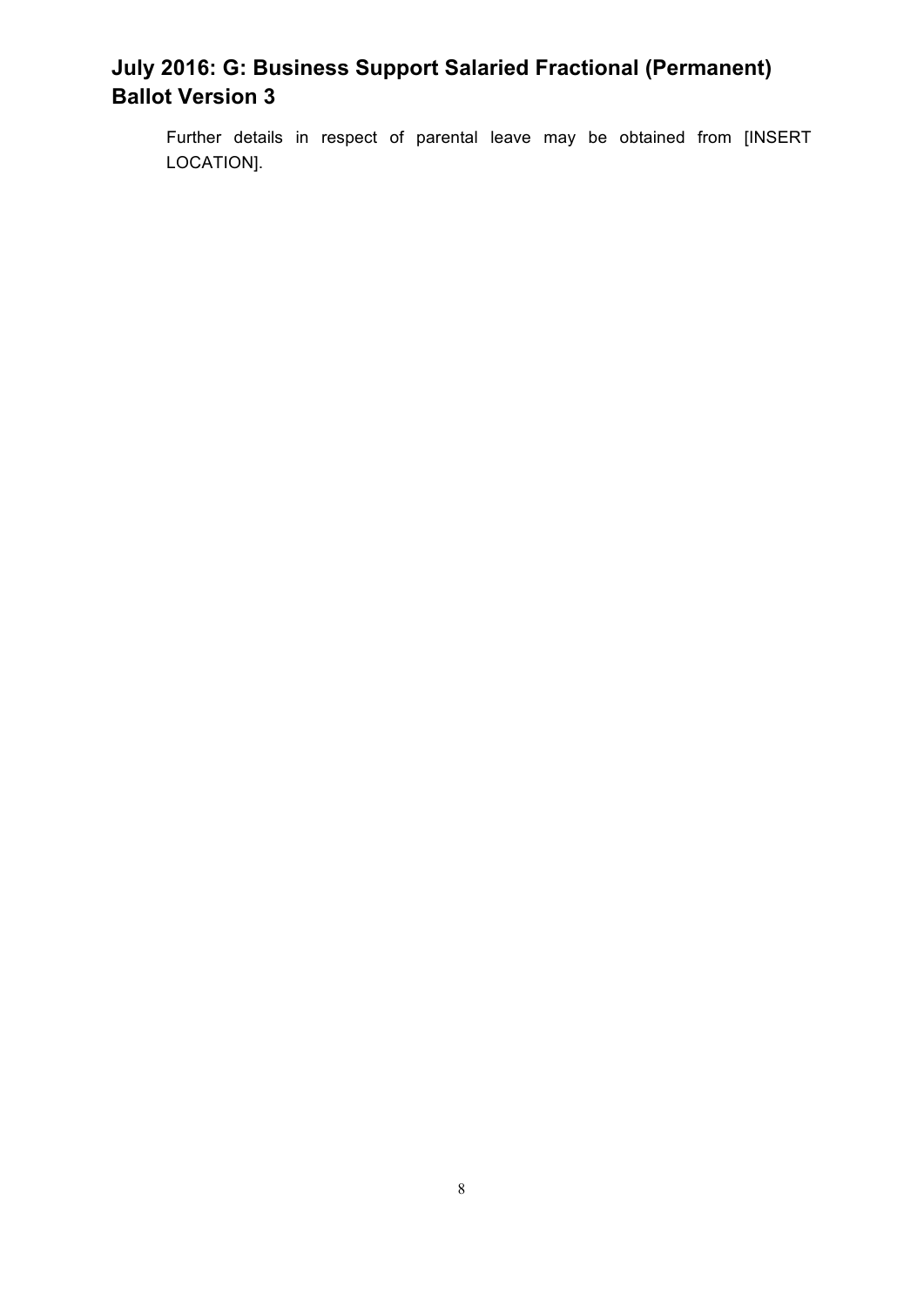Further details in respect of parental leave may be obtained from [INSERT LOCATION].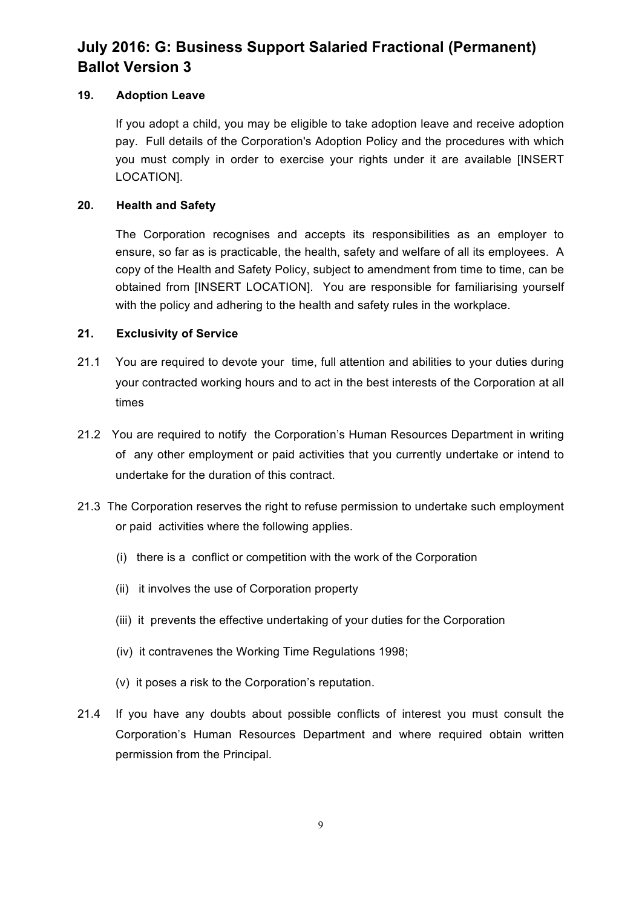## 19. Adoption Leave

If you adopt a child, you may be eligible to take adoption leave and receive adoption pay. Full details of the Corporation's Adoption Policy and the procedures with which you must comply in order to exercise your rights under it are available [INSERT LOCATION].

## 20. Health and Safety

The Corporation recognises and accepts its responsibilities as an employer to ensure, so far as is practicable, the health, safety and welfare of all its employees. A copy of the Health and Safety Policy, subject to amendment from time to time, can be obtained from [INSERT LOCATION]. You are responsible for familiarising yourself with the policy and adhering to the health and safety rules in the workplace.

## 21. Exclusivity of Service

21.1 You are required to devote your time, full attention and abilities to your duties during your contracted working hours and to act in the best interests of the Corporation at all times

21.2 You are required to notify the Corporation's Human Resources Department in writing of any other employment or paid activities that you currently undertake or intend to undertake for the duration of this contract.

21.3 The Corporation reserves the right to refuse permission to undertake such employment or paid activities where the following applies.

(i) there is a conflict or competition with the work of the Corporation

(ii) it involves the use of Corporation property

(iii) it prevents the effective undertaking of your duties for the Corporation

(iv) it contravenes the Working Time Regulations 1998;

(v) it poses a risk to the Corporation's reputation.

21.4 If you have any doubts about possible conflicts of interest you must consult the Corporation's Human Resources Department and where required obtain written permission from the Principal.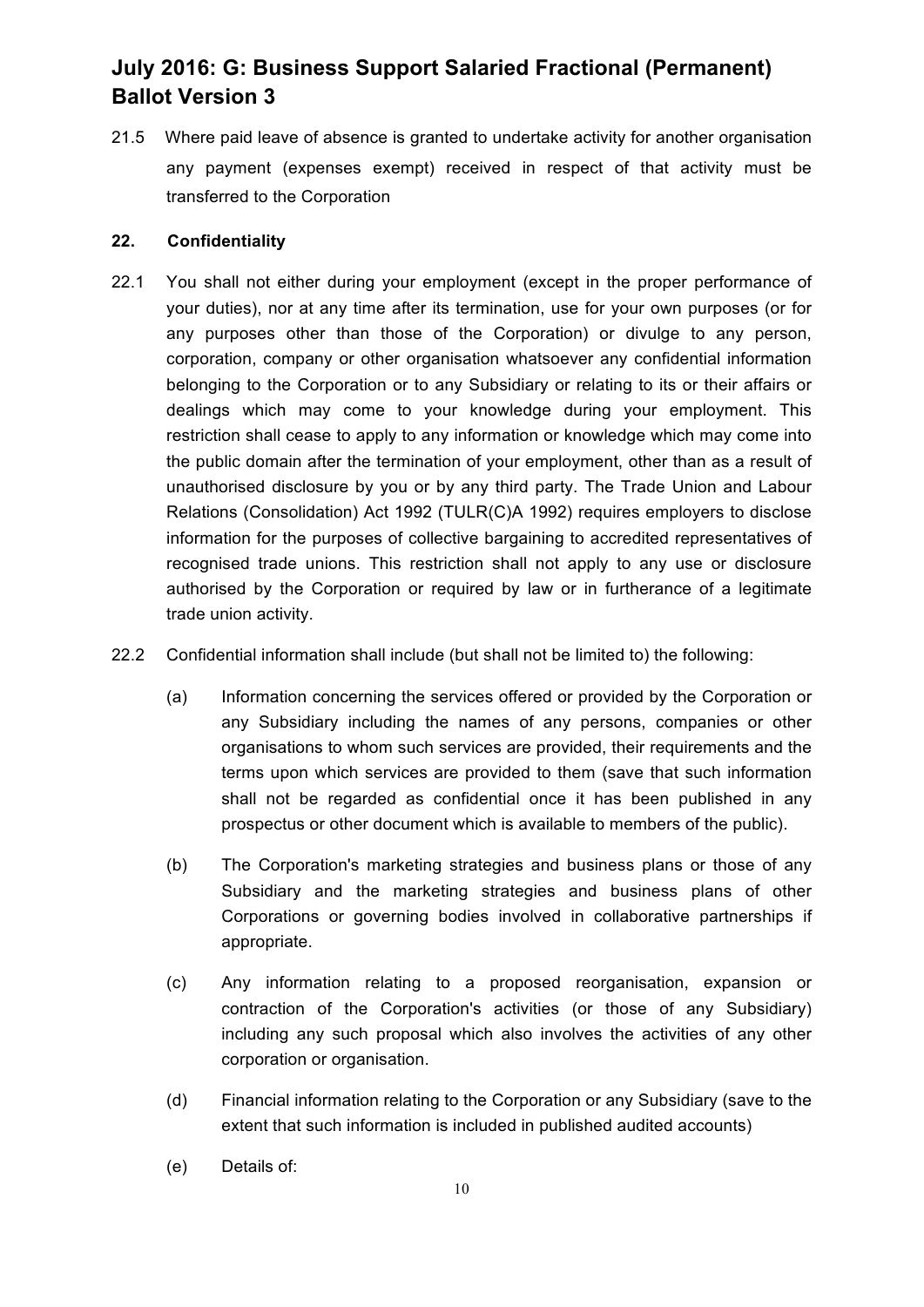21.5 Where paid leave of absence is granted to undertake activity for another organisation any payment (expenses exempt) received in respect of that activity must be transferred to the Corporation

## 22. Confidentiality

22.1 You shall not either during your employment (except in the proper performance of your duties), nor at any time after its termination, use for your own purposes (or for any purposes other than those of the Corporation) or divulge to any person, corporation, company or other organisation whatsoever any confidential information belonging to the Corporation or to any Subsidiary or relating to its or their affairs or dealings which may come to your knowledge during your employment. This restriction shall cease to apply to any information or knowledge which may come into the public domain after the termination of your employment, other than as a result of unauthorised disclosure by you or by any third party. The Trade Union and Labour Relations (Consolidation) Act 1992 (TULR(C)A 1992) requires employers to disclose information for the purposes of collective bargaining to accredited representatives of recognised trade unions. This restriction shall not apply to any use or disclosure authorised by the Corporation or required by law or in furtherance of a legitimate trade union activity.

22.2 Confidential information shall include (but shall not be limited to) the following:

(a) Information concerning the services offered or provided by the Corporation or any Subsidiary including the names of any persons, companies or other organisations to whom such services are provided, their requirements and the terms upon which services are provided to them (save that such information shall not be regarded as confidential once it has been published in any prospectus or other document which is available to members of the public).

(b) The Corporation's marketing strategies and business plans or those of any Subsidiary and the marketing strategies and business plans of other Corporations or governing bodies involved in collaborative partnerships if appropriate.

(c) Any information relating to a proposed reorganisation, expansion or contraction of the Corporation's activities (or those of any Subsidiary) including any such proposal which also involves the activities of any other corporation or organisation.

(d) Financial information relating to the Corporation or any Subsidiary (save to the extent that such information is included in published audited accounts)

(e) Details of: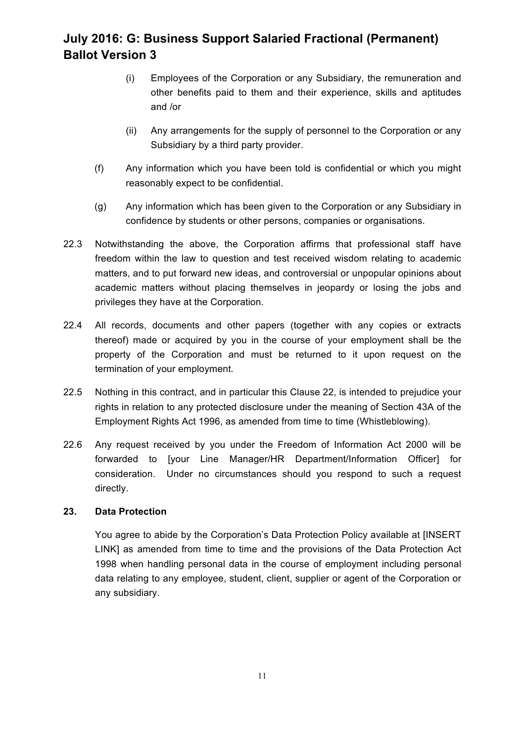(i) Employees of the Corporation or any Subsidiary, the remuneration and other benefits paid to them and their experience, skills and aptitudes and /or

(ii) Any arrangements for the supply of personnel to the Corporation or any Subsidiary by a third party provider.

(f) Any information which you have been told is confidential or which you might reasonably expect to be confidential.

(g) Any information which has been given to the Corporation or any Subsidiary in confidence by students or other persons, companies or organisations.

22.3 Notwithstanding the above, the Corporation affirms that professional staff have freedom within the law to question and test received wisdom relating to academic matters, and to put forward new ideas, and controversial or unpopular opinions about academic matters without placing themselves in jeopardy or losing the jobs and privileges they have at the Corporation.

22.4 All records, documents and other papers (together with any copies or extracts thereof) made or acquired by you in the course of your employment shall be the property of the Corporation and must be returned to it upon request on the termination of your employment.

22.5 Nothing in this contract, and in particular this Clause 22, is intended to prejudice your rights in relation to any protected disclosure under the meaning of Section 43A of the Employment Rights Act 1996, as amended from time to time (Whistleblowing).

22.6 Any request received by you under the Freedom of Information Act 2000 will be forwarded to [your Line Manager/HR Department/Information Officer] for consideration. Under no circumstances should you respond to such a request directly.

**23. Data Protection**

You agree to abide by the Corporation's Data Protection Policy available at [INSERT LINK] as amended from time to time and the provisions of the Data Protection Act 1998 when handling personal data in the course of employment including personal data relating to any employee, student, client, supplier or agent of the Corporation or any subsidiary.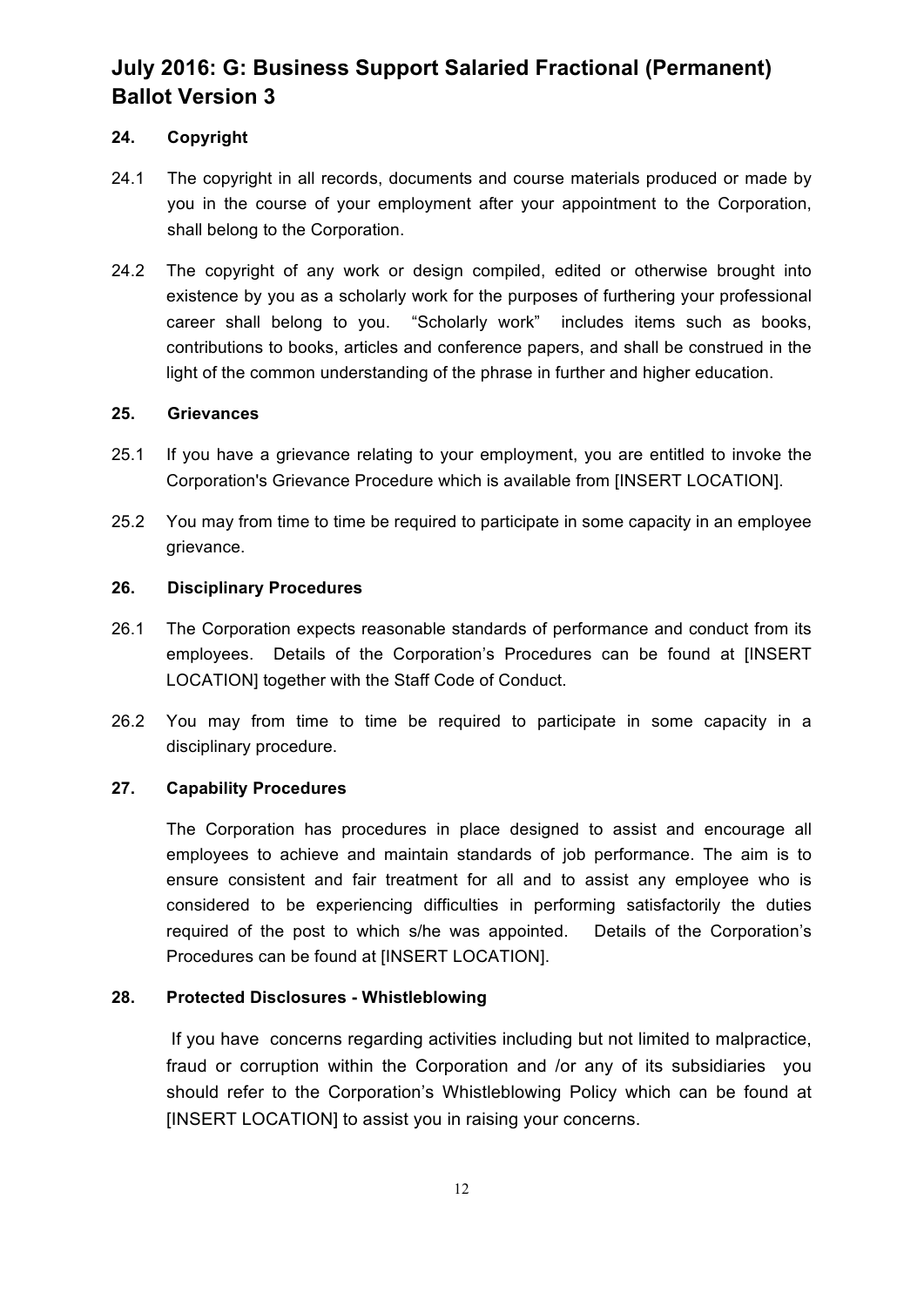# July 2016: G: Business Support Salaried Fractional (Permanent) Ballot Version 3

## 24. Copyright

24.1 The copyright in all records, documents and course materials produced or made by you in the course of your employment after your appointment to the Corporation, shall belong to the Corporation.

24.2 The copyright of any work or design compiled, edited or otherwise brought into existence by you as a scholarly work for the purposes of furthering your professional career shall belong to you. "Scholarly work" includes items such as books, contributions to books, articles and conference papers, and shall be construed in the light of the common understanding of the phrase in further and higher education.

## 25. Grievances

25.1 If you have a grievance relating to your employment, you are entitled to invoke the Corporation's Grievance Procedure which is available from [INSERT LOCATION].

25.2 You may from time to time be required to participate in some capacity in an employee grievance.

## 26. Disciplinary Procedures

26.1 The Corporation expects reasonable standards of performance and conduct from its employees. Details of the Corporation's Procedures can be found at [INSERT LOCATION] together with the Staff Code of Conduct.

26.2 You may from time to time be required to participate in some capacity in a disciplinary procedure.

## 27. Capability Procedures

The Corporation has procedures in place designed to assist and encourage all employees to achieve and maintain standards of job performance. The aim is to ensure consistent and fair treatment for all and to assist any employee who is considered to be experiencing difficulties in performing satisfactorily the duties required of the post to which s/he was appointed. Details of the Corporation's Procedures can be found at [INSERT LOCATION].

## 28. Protected Disclosures - Whistleblowing

If you have concerns regarding activities including but not limited to malpractice, fraud or corruption within the Corporation and /or any of its subsidiaries you should refer to the Corporation's Whistleblowing Policy which can be found at [INSERT LOCATION] to assist you in raising your concerns.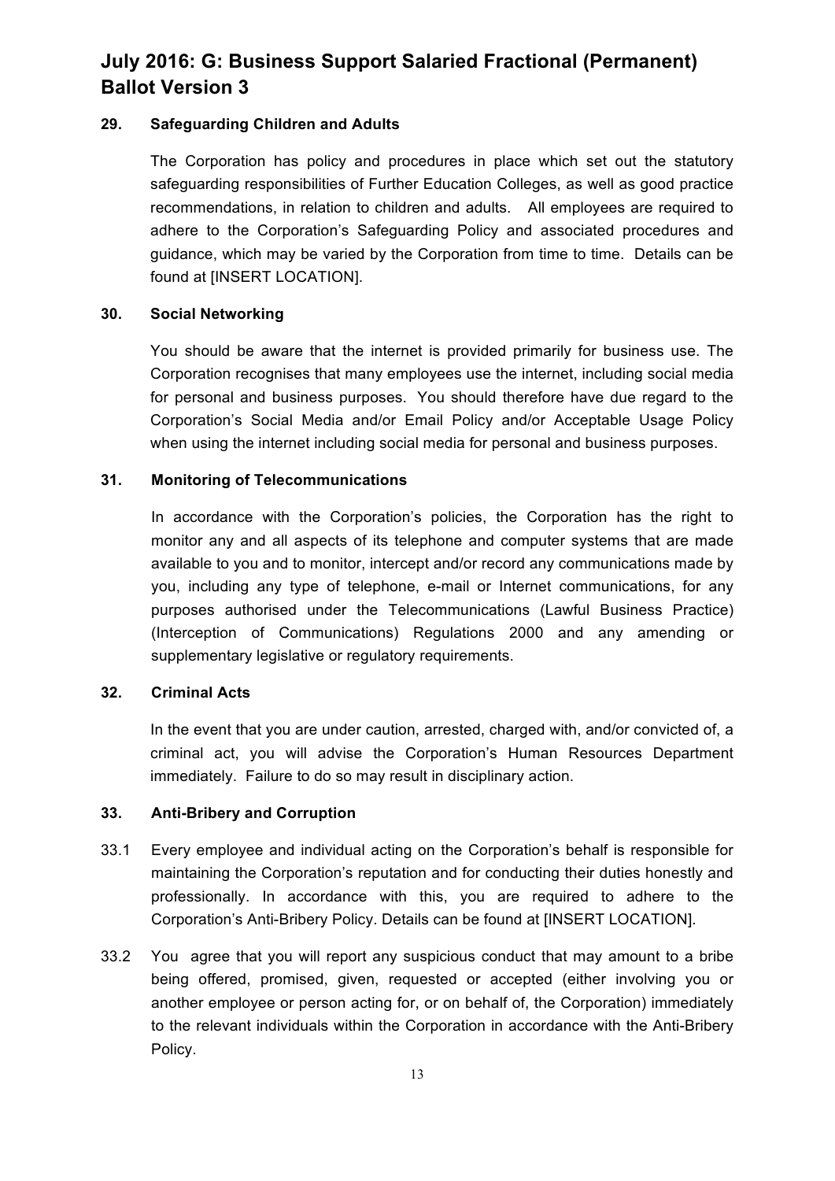# July 2016: G: Business Support Salaried Fractional (Permanent) Ballot Version 3

## 29. Safeguarding Children and Adults

The Corporation has policy and procedures in place which set out the statutory safeguarding responsibilities of Further Education Colleges, as well as good practice recommendations, in relation to children and adults. All employees are required to adhere to the Corporation's Safeguarding Policy and associated procedures and guidance, which may be varied by the Corporation from time to time. Details can be found at [INSERT LOCATION].

## 30. Social Networking

You should be aware that the internet is provided primarily for business use. The Corporation recognises that many employees use the internet, including social media for personal and business purposes. You should therefore have due regard to the Corporation's Social Media and/or Email Policy and/or Acceptable Usage Policy when using the internet including social media for personal and business purposes.

## 31. Monitoring of Telecommunications

In accordance with the Corporation's policies, the Corporation has the right to monitor any and all aspects of its telephone and computer systems that are made available to you and to monitor, intercept and/or record any communications made by you, including any type of telephone, e-mail or Internet communications, for any purposes authorised under the Telecommunications (Lawful Business Practice) (Interception of Communications) Regulations 2000 and any amending or supplementary legislative or regulatory requirements.

## 32. Criminal Acts

In the event that you are under caution, arrested, charged with, and/or convicted of, a criminal act, you will advise the Corporation's Human Resources Department immediately. Failure to do so may result in disciplinary action.

## 33. Anti-Bribery and Corruption

33.1 Every employee and individual acting on the Corporation's behalf is responsible for maintaining the Corporation's reputation and for conducting their duties honestly and professionally. In accordance with this, you are required to adhere to the Corporation's Anti-Bribery Policy. Details can be found at [INSERT LOCATION].

33.2 You agree that you will report any suspicious conduct that may amount to a bribe being offered, promised, given, requested or accepted (either involving you or another employee or person acting for, or on behalf of, the Corporation) immediately to the relevant individuals within the Corporation in accordance with the Anti-Bribery Policy.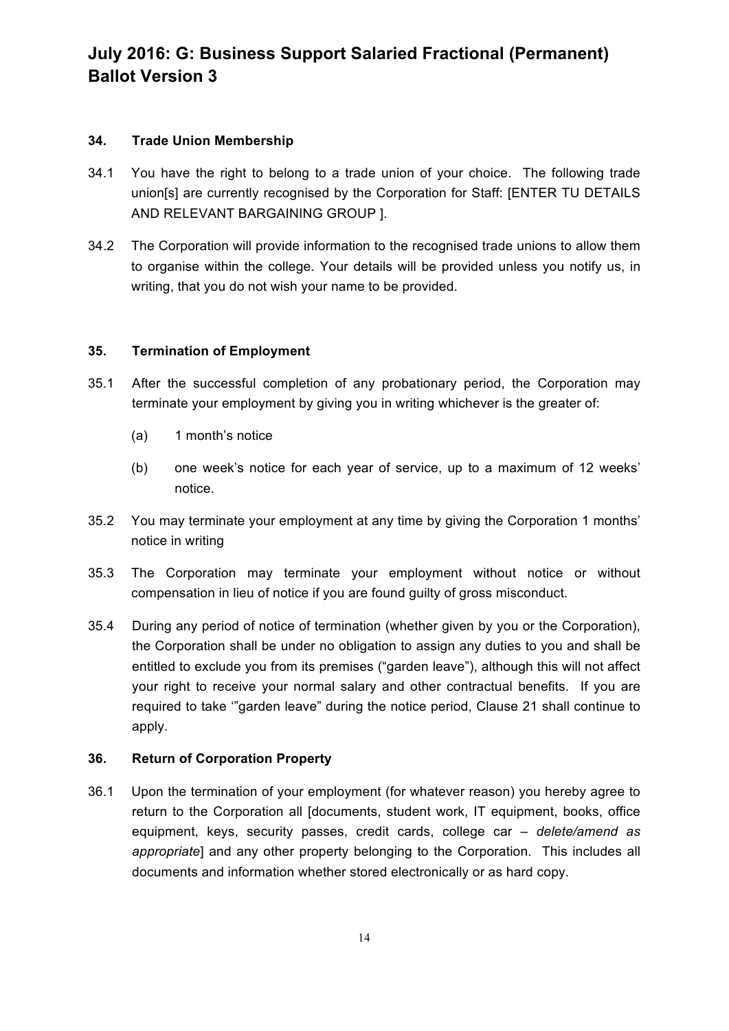**July 2016: G: Business Support Salaried Fractional (Permanent) Ballot Version 3**

### 34. Trade Union Membership

34.1 You have the right to belong to a trade union of your choice. The following trade union[s] are currently recognised by the Corporation for Staff: [ENTER TU DETAILS AND RELEVANT BARGAINING GROUP ].

34.2 The Corporation will provide information to the recognised trade unions to allow them to organise within the college. Your details will be provided unless you notify us, in writing, that you do not wish your name to be provided.

### 35. Termination of Employment

35.1 After the successful completion of any probationary period, the Corporation may terminate your employment by giving you in writing whichever is the greater of:

(a) 1 month's notice

(b) one week's notice for each year of service, up to a maximum of 12 weeks' notice.

35.2 You may terminate your employment at any time by giving the Corporation 1 months' notice in writing

35.3 The Corporation may terminate your employment without notice or without compensation in lieu of notice if you are found guilty of gross misconduct.

35.4 During any period of notice of termination (whether given by you or the Corporation), the Corporation shall be under no obligation to assign any duties to you and shall be entitled to exclude you from its premises ("garden leave"), although this will not affect your right to receive your normal salary and other contractual benefits. If you are required to take '"garden leave" during the notice period, Clause 21 shall continue to apply.

### 36. Return of Corporation Property

36.1 Upon the termination of your employment (for whatever reason) you hereby agree to return to the Corporation all [documents, student work, IT equipment, books, office equipment, keys, security passes, credit cards, college car – *delete/amend as appropriate*] and any other property belonging to the Corporation. This includes all documents and information whether stored electronically or as hard copy.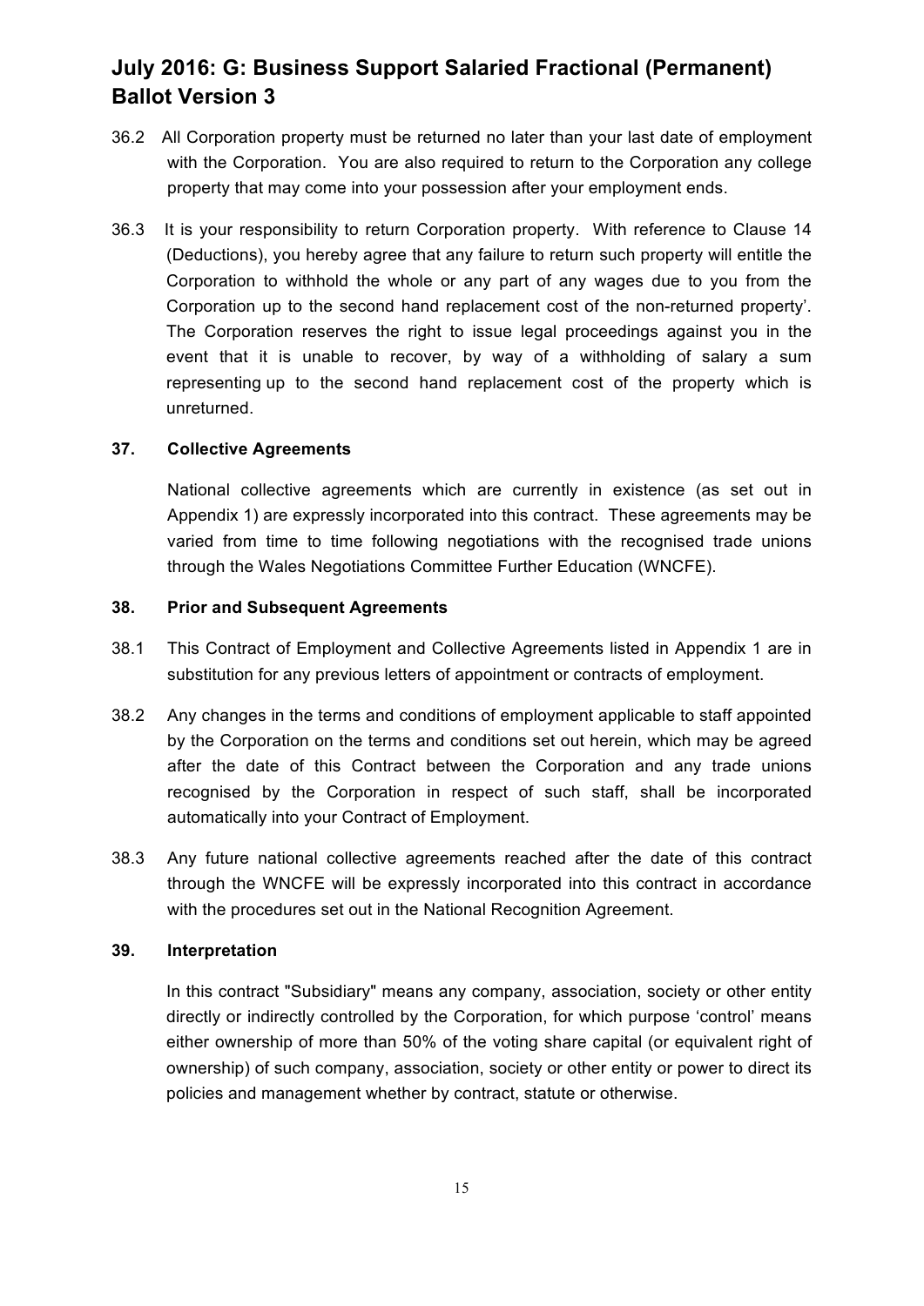36.2 All Corporation property must be returned no later than your last date of employment with the Corporation. You are also required to return to the Corporation any college property that may come into your possession after your employment ends.

36.3 It is your responsibility to return Corporation property. With reference to Clause 14 (Deductions), you hereby agree that any failure to return such property will entitle the Corporation to withhold the whole or any part of any wages due to you from the Corporation up to the second hand replacement cost of the non-returned property'. The Corporation reserves the right to issue legal proceedings against you in the event that it is unable to recover, by way of a withholding of salary a sum representing up to the second hand replacement cost of the property which is unreturned.

## 37. Collective Agreements

National collective agreements which are currently in existence (as set out in Appendix 1) are expressly incorporated into this contract. These agreements may be varied from time to time following negotiations with the recognised trade unions through the Wales Negotiations Committee Further Education (WNCFE).

## 38. Prior and Subsequent Agreements

38.1 This Contract of Employment and Collective Agreements listed in Appendix 1 are in substitution for any previous letters of appointment or contracts of employment.

38.2 Any changes in the terms and conditions of employment applicable to staff appointed by the Corporation on the terms and conditions set out herein, which may be agreed after the date of this Contract between the Corporation and any trade unions recognised by the Corporation in respect of such staff, shall be incorporated automatically into your Contract of Employment.

38.3 Any future national collective agreements reached after the date of this contract through the WNCFE will be expressly incorporated into this contract in accordance with the procedures set out in the National Recognition Agreement.

## 39. Interpretation

In this contract "Subsidiary" means any company, association, society or other entity directly or indirectly controlled by the Corporation, for which purpose 'control' means either ownership of more than 50% of the voting share capital (or equivalent right of ownership) of such company, association, society or other entity or power to direct its policies and management whether by contract, statute or otherwise.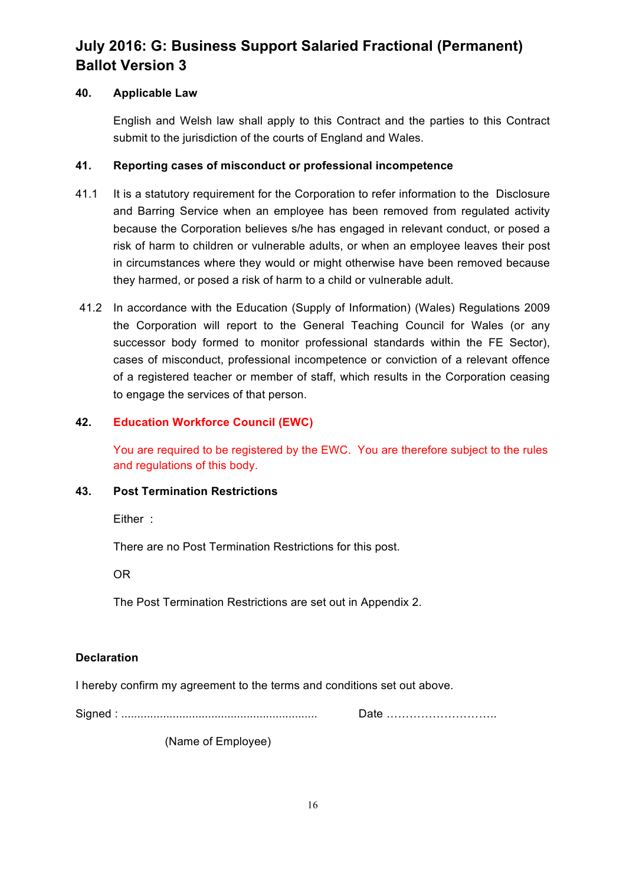# July 2016: G: Business Support Salaried Fractional (Permanent) Ballot Version 3

**40. Applicable Law**

English and Welsh law shall apply to this Contract and the parties to this Contract submit to the jurisdiction of the courts of England and Wales.

**41. Reporting cases of misconduct or professional incompetence**

41.1 It is a statutory requirement for the Corporation to refer information to the Disclosure and Barring Service when an employee has been removed from regulated activity because the Corporation believes s/he has engaged in relevant conduct, or posed a risk of harm to children or vulnerable adults, or when an employee leaves their post in circumstances where they would or might otherwise have been removed because they harmed, or posed a risk of harm to a child or vulnerable adult.

41.2 In accordance with the Education (Supply of Information) (Wales) Regulations 2009 the Corporation will report to the General Teaching Council for Wales (or any successor body formed to monitor professional standards within the FE Sector), cases of misconduct, professional incompetence or conviction of a relevant offence of a registered teacher or member of staff, which results in the Corporation ceasing to engage the services of that person.

**42. Education Workforce Council (EWC)**

You are required to be registered by the EWC. You are therefore subject to the rules and regulations of this body.

**43. Post Termination Restrictions**

Either :

There are no Post Termination Restrictions for this post.

OR

The Post Termination Restrictions are set out in Appendix 2.

**Declaration**

I hereby confirm my agreement to the terms and conditions set out above.

Signed : ............................................................ Date ………………………..

(Name of Employee)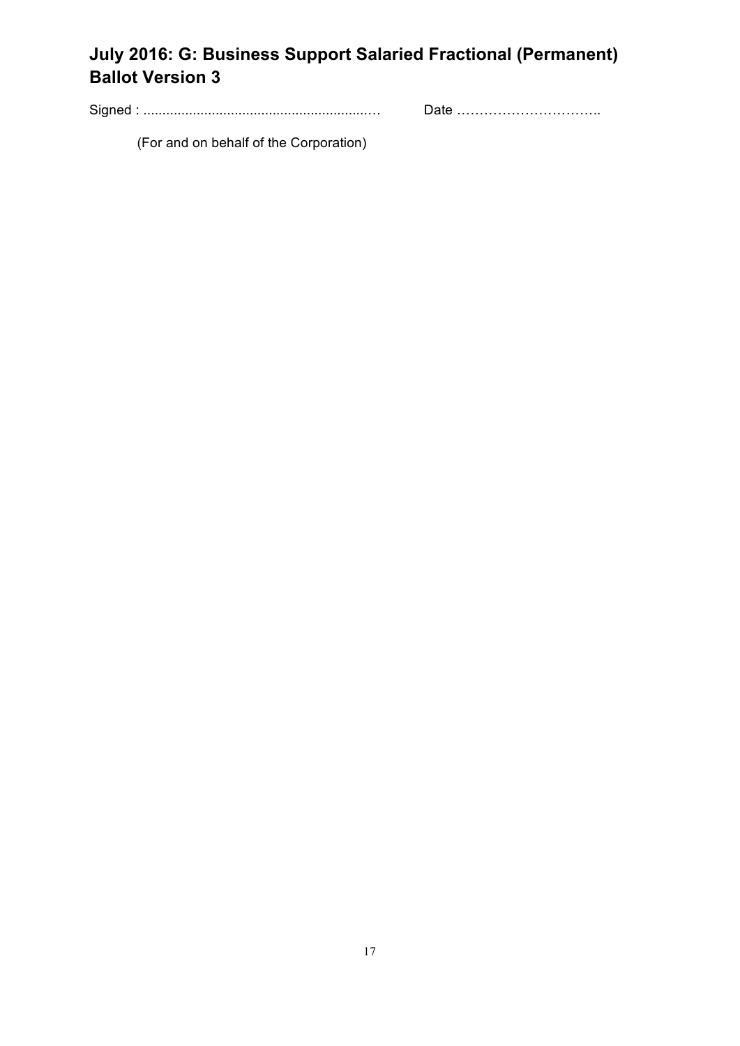# July 2016: G: Business Support Salaried Fractional (Permanent) Ballot Version 3

Signed : ..............................................................… Date …………………………..

(For and on behalf of the Corporation)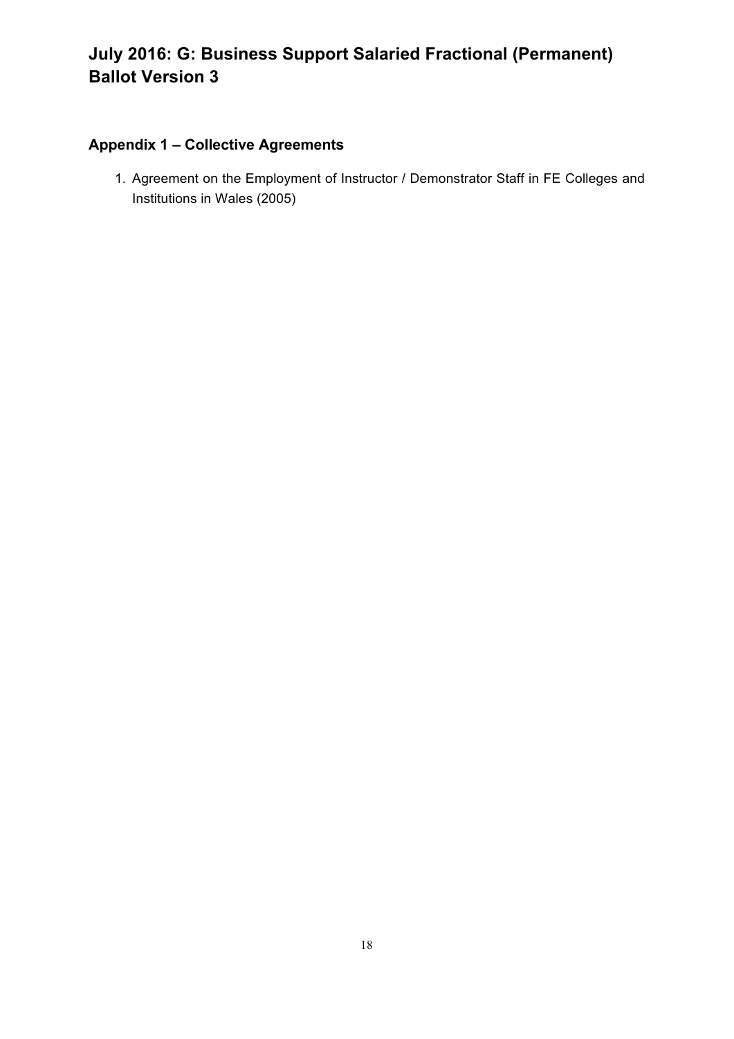# July 2016: G: Business Support Salaried Fractional (Permanent) Ballot Version 3

## Appendix 1 – Collective Agreements

1. Agreement on the Employment of Instructor / Demonstrator Staff in FE Colleges and Institutions in Wales (2005)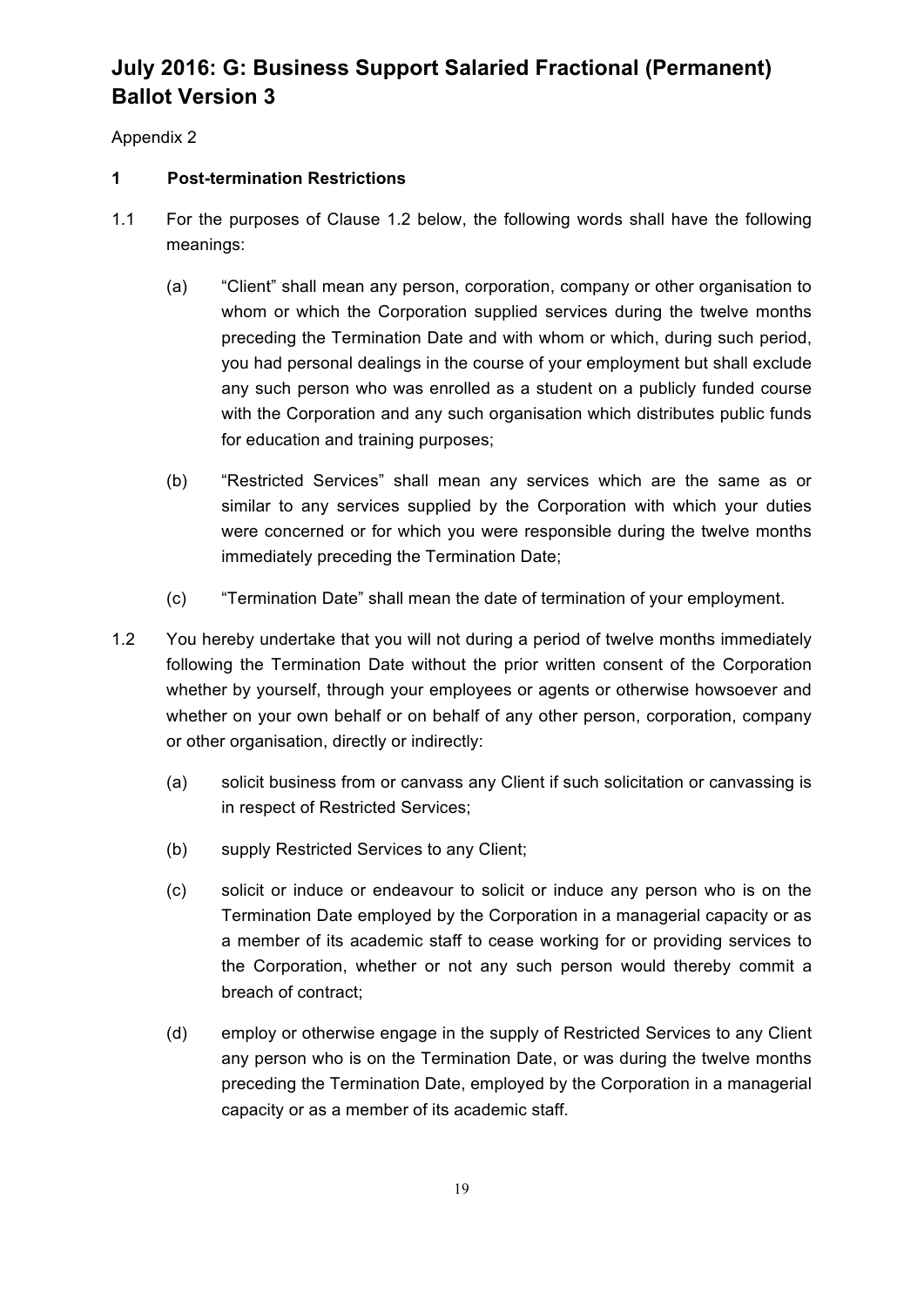# July 2016: G: Business Support Salaried Fractional (Permanent) Ballot Version 3

Appendix 2

**1 Post-termination Restrictions**

1.1 For the purposes of Clause 1.2 below, the following words shall have the following meanings:

(a) "Client" shall mean any person, corporation, company or other organisation to whom or which the Corporation supplied services during the twelve months preceding the Termination Date and with whom or which, during such period, you had personal dealings in the course of your employment but shall exclude any such person who was enrolled as a student on a publicly funded course with the Corporation and any such organisation which distributes public funds for education and training purposes;

(b) "Restricted Services" shall mean any services which are the same as or similar to any services supplied by the Corporation with which your duties were concerned or for which you were responsible during the twelve months immediately preceding the Termination Date;

(c) "Termination Date" shall mean the date of termination of your employment.

1.2 You hereby undertake that you will not during a period of twelve months immediately following the Termination Date without the prior written consent of the Corporation whether by yourself, through your employees or agents or otherwise howsoever and whether on your own behalf or on behalf of any other person, corporation, company or other organisation, directly or indirectly:

(a) solicit business from or canvass any Client if such solicitation or canvassing is in respect of Restricted Services;

(b) supply Restricted Services to any Client;

(c) solicit or induce or endeavour to solicit or induce any person who is on the Termination Date employed by the Corporation in a managerial capacity or as a member of its academic staff to cease working for or providing services to the Corporation, whether or not any such person would thereby commit a breach of contract;

(d) employ or otherwise engage in the supply of Restricted Services to any Client any person who is on the Termination Date, or was during the twelve months preceding the Termination Date, employed by the Corporation in a managerial capacity or as a member of its academic staff.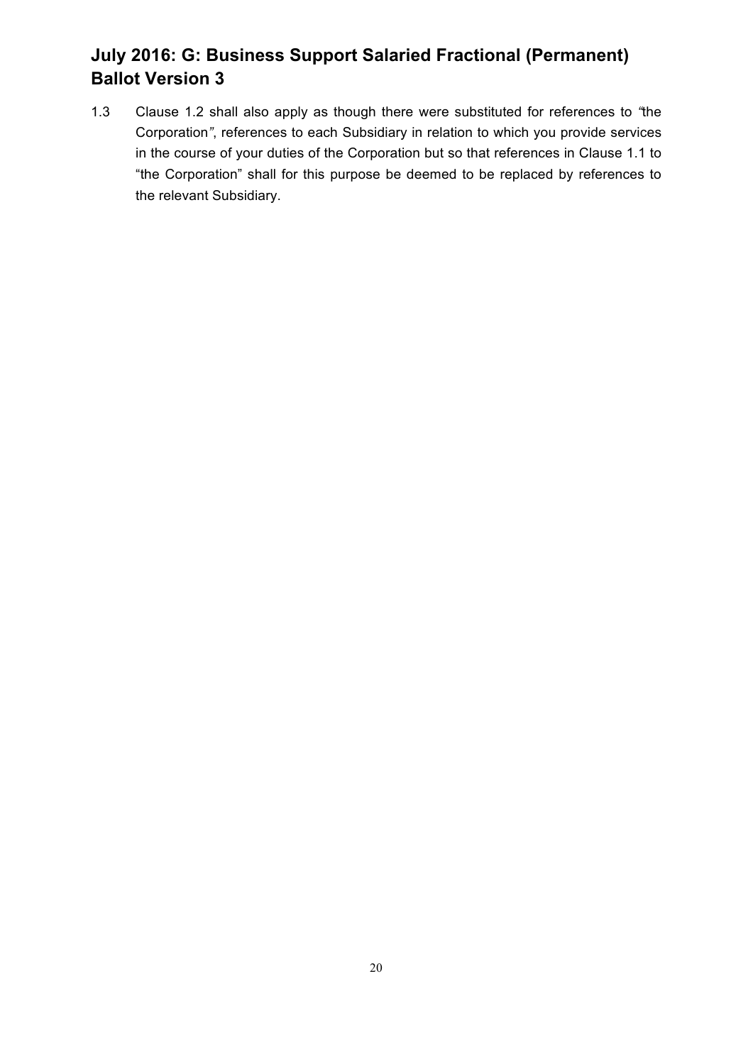## July 2016: G: Business Support Salaried Fractional (Permanent) Ballot Version 3

1.3 Clause 1.2 shall also apply as though there were substituted for references to "the Corporation", references to each Subsidiary in relation to which you provide services in the course of your duties of the Corporation but so that references in Clause 1.1 to "the Corporation" shall for this purpose be deemed to be replaced by references to the relevant Subsidiary.